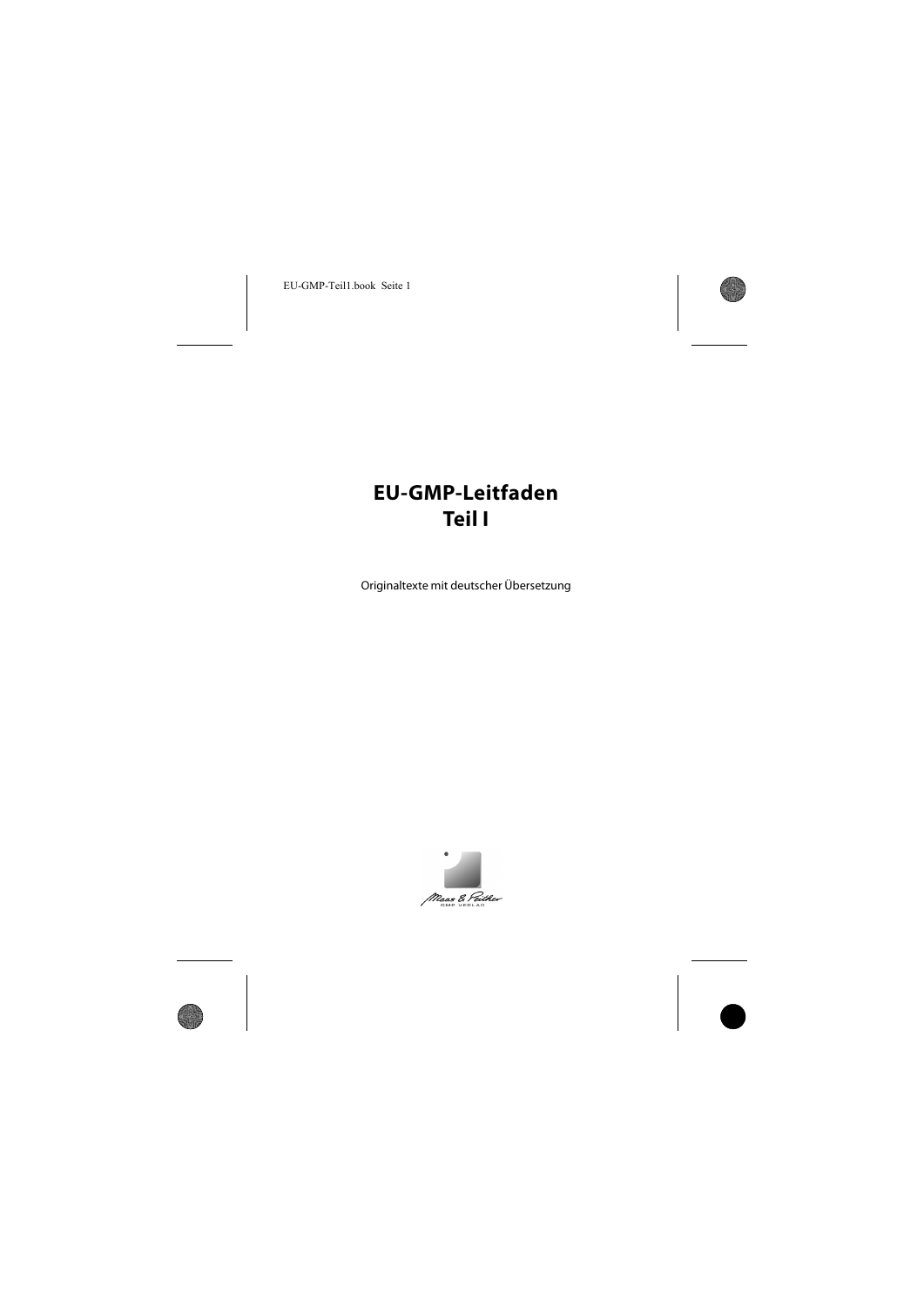# EU-GMP-Leitfaden
# Teil I

Originaltexte mit deutscher Übersetzung

Maas & Peither
GMP VERLAG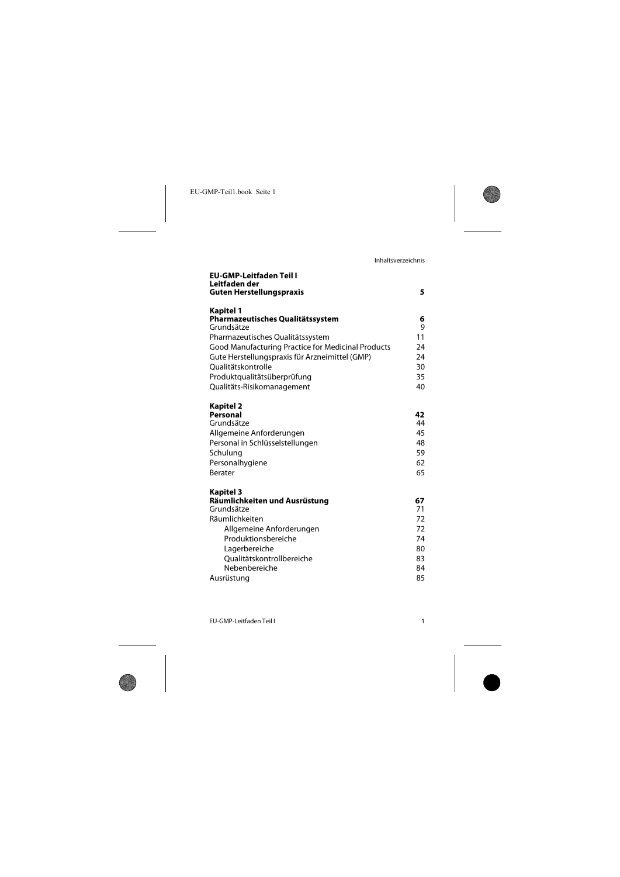Inhaltsverzeichnis

| | |
|---|---|
| **EU-GMP-Leitfaden Teil I** **Leitfaden der** **Guten Herstellungspraxis** | **5** |
| **Kapitel 1** **Pharmazeutisches Qualitätssystem** | **6** |
| Grundsätze | 9 |
| Pharmazeutisches Qualitätssystem | 11 |
| Good Manufacturing Practice for Medicinal Products | 24 |
| Gute Herstellungspraxis für Arzneimittel (GMP) | 24 |
| Qualitätskontrolle | 30 |
| Produktqualitätsüberprüfung | 35 |
| Qualitäts-Risikomanagement | 40 |
| **Kapitel 2** **Personal** | **42** |
| Grundsätze | 44 |
| Allgemeine Anforderungen | 45 |
| Personal in Schlüsselstellungen | 48 |
| Schulung | 59 |
| Personalhygiene | 62 |
| Berater | 65 |
| **Kapitel 3** **Räumlichkeiten und Ausrüstung** | **67** |
| Grundsätze | 71 |
| Räumlichkeiten | 72 |
| Allgemeine Anforderungen | 72 |
| Produktionsbereiche | 74 |
| Lagerbereiche | 80 |
| Qualitätskontrollbereiche | 83 |
| Nebenbereiche | 84 |
| Ausrüstung | 85 |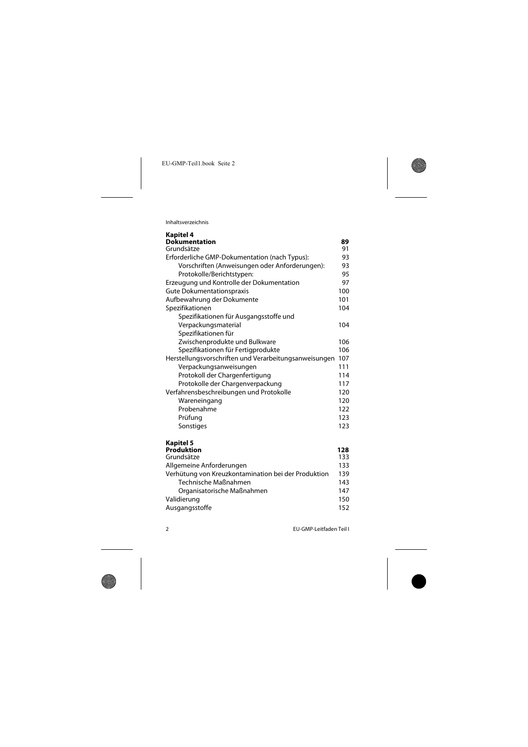## Kapitel 4

| **Dokumentation** | **89** |
|---|---|
| Grundsätze | 91 |
| Erforderliche GMP-Dokumentation (nach Typus): | 93 |
| Vorschriften (Anweisungen oder Anforderungen): | 93 |
| Protokolle/Berichtstypen: | 95 |
| Erzeugung und Kontrolle der Dokumentation | 97 |
| Gute Dokumentationspraxis | 100 |
| Aufbewahrung der Dokumente | 101 |
| Spezifikationen | 104 |
| Spezifikationen für Ausgangsstoffe und Verpackungsmaterial | 104 |
| Spezifikationen für Zwischenprodukte und Bulkware | 106 |
| Spezifikationen für Fertigprodukte | 106 |
| Herstellungsvorschriften und Verarbeitungsanweisungen | 107 |
| Verpackungsanweisungen | 111 |
| Protokoll der Chargenfertigung | 114 |
| Protokolle der Chargenverpackung | 117 |
| Verfahrensbeschreibungen und Protokolle | 120 |
| Wareneingang | 120 |
| Probenahme | 122 |
| Prüfung | 123 |
| Sonstiges | 123 |

## Kapitel 5

| **Produktion** | **128** |
|---|---|
| Grundsätze | 133 |
| Allgemeine Anforderungen | 133 |
| Verhütung von Kreuzkontamination bei der Produktion | 139 |
| Technische Maßnahmen | 143 |
| Organisatorische Maßnahmen | 147 |
| Validierung | 150 |
| Ausgangsstoffe | 152 |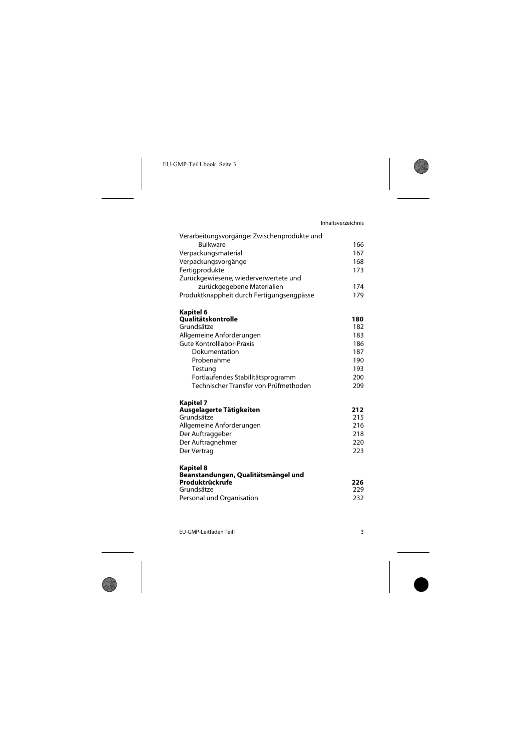| | |
|---|---|
| Verarbeitungsvorgänge: Zwischenprodukte und Bulkware | 166 |
| Verpackungsmaterial | 167 |
| Verpackungsvorgänge | 168 |
| Fertigprodukte | 173 |
| Zurückgewiesene, wiederverwertete und zurückgegebene Materialien | 174 |
| Produktknappheit durch Fertigungsengpässe | 179 |
| **Kapitel 6** | |
| **Qualitätskontrolle** | **180** |
| Grundsätze | 182 |
| Allgemeine Anforderungen | 183 |
| Gute Kontrolllabor-Praxis | 186 |
| Dokumentation | 187 |
| Probenahme | 190 |
| Testung | 193 |
| Fortlaufendes Stabilitätsprogramm | 200 |
| Technischer Transfer von Prüfmethoden | 209 |
| **Kapitel 7** | |
| **Ausgelagerte Tätigkeiten** | **212** |
| Grundsätze | 215 |
| Allgemeine Anforderungen | 216 |
| Der Auftraggeber | 218 |
| Der Auftragnehmer | 220 |
| Der Vertrag | 223 |
| **Kapitel 8** | |
| **Beanstandungen, Qualitätsmängel und Produktrückrufe** | **226** |
| Grundsätze | 229 |
| Personal und Organisation | 232 |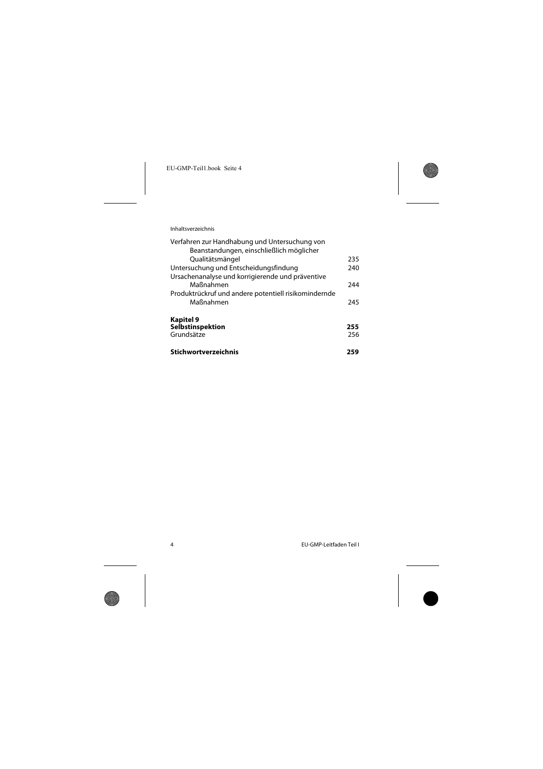Verfahren zur Handhabung und Untersuchung von Beanstandungen, einschließlich möglicher Qualitätsmängel 235
Untersuchung und Entscheidungsfindung 240
Ursachenanalyse und korrigierende und präventive Maßnahmen 244
Produktrückruf und andere potentiell risikomindernde Maßnahmen 245

**Kapitel 9**
**Selbstinspektion** **255**
Grundsätze 256

**Stichwortverzeichnis** **259**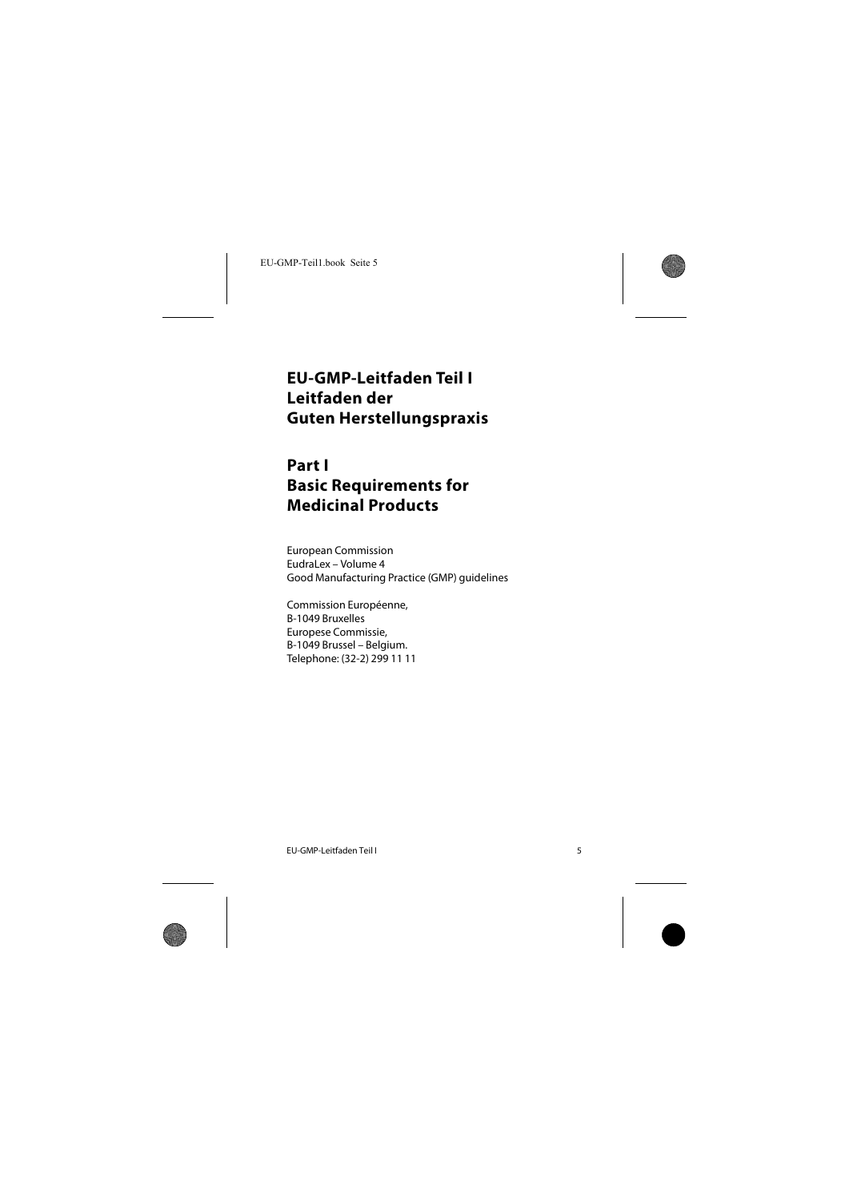# EU-GMP-Leitfaden Teil I
# Leitfaden der
# Guten Herstellungspraxis

## Part I
## Basic Requirements for
## Medicinal Products

European Commission
EudraLex – Volume 4
Good Manufacturing Practice (GMP) guidelines

Commission Européenne,
B-1049 Bruxelles
Europese Commissie,
B-1049 Brussel – Belgium.
Telephone: (32-2) 299 11 11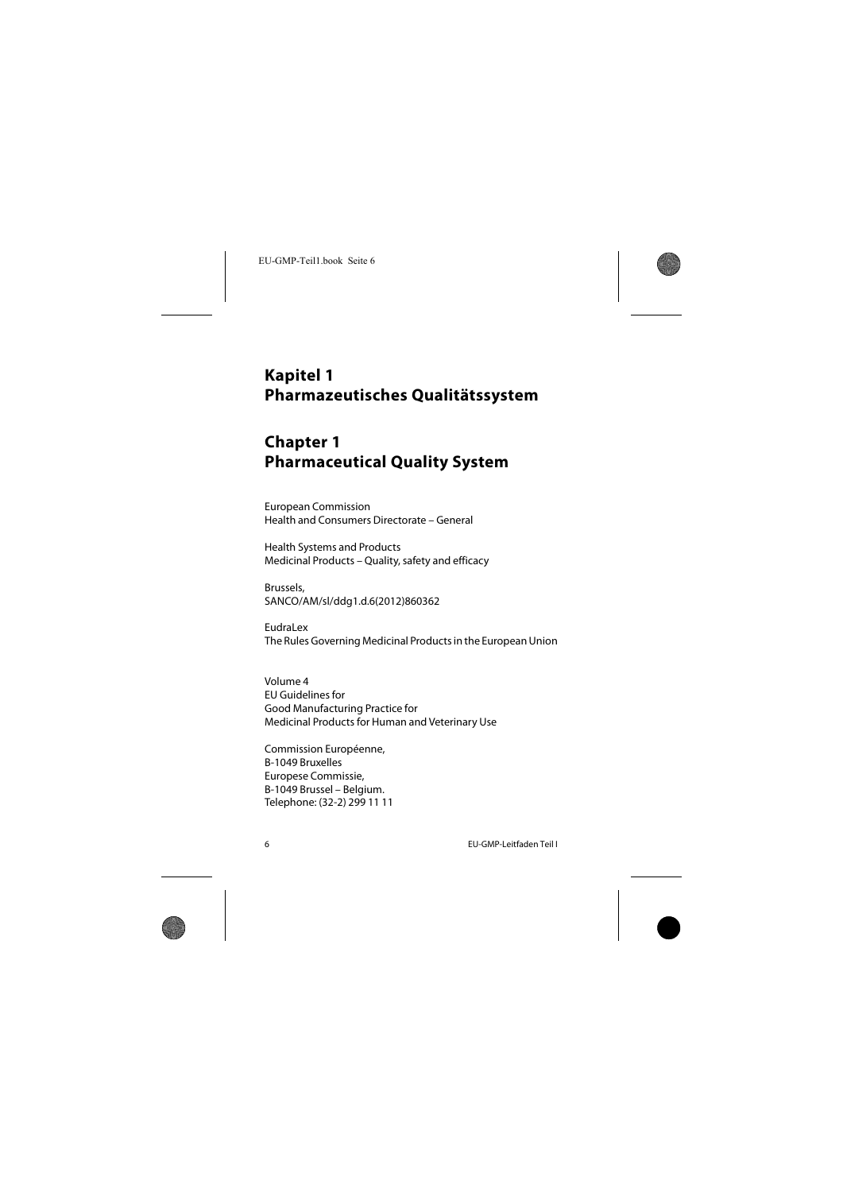# Kapitel 1
# Pharmazeutisches Qualitätssystem

# Chapter 1
# Pharmaceutical Quality System

European Commission
Health and Consumers Directorate – General

Health Systems and Products
Medicinal Products – Quality, safety and efficacy

Brussels,
SANCO/AM/sl/ddg1.d.6(2012)860362

EudraLex
The Rules Governing Medicinal Products in the European Union

Volume 4
EU Guidelines for
Good Manufacturing Practice for
Medicinal Products for Human and Veterinary Use

Commission Européenne,
B-1049 Bruxelles
Europese Commissie,
B-1049 Brussel – Belgium.
Telephone: (32-2) 299 11 11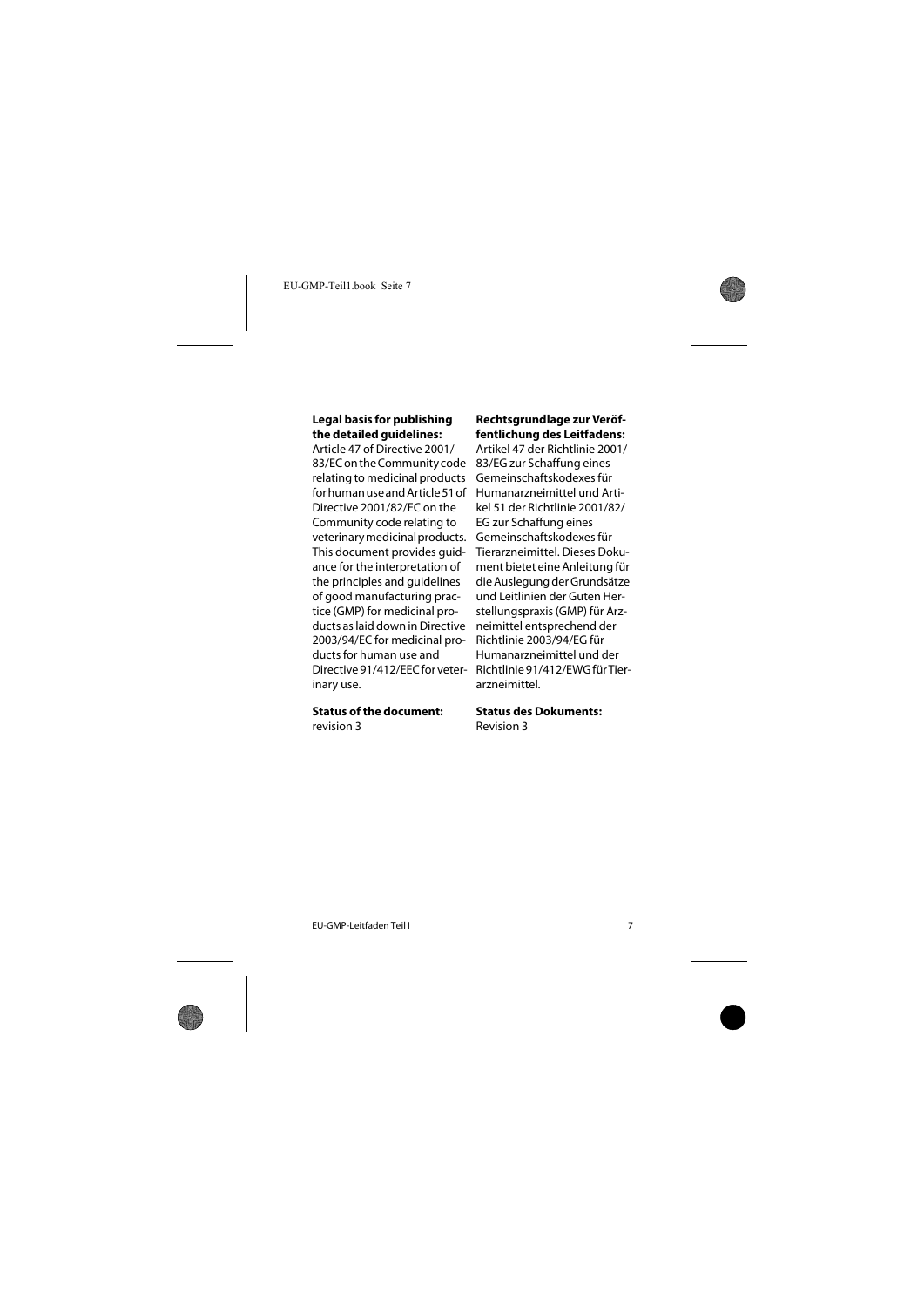**Legal basis for publishing the detailed guidelines:**
Article 47 of Directive 2001/83/EC on the Community code relating to medicinal products for human use and Article 51 of Directive 2001/82/EC on the Community code relating to veterinary medicinal products. This document provides guidance for the interpretation of the principles and guidelines of good manufacturing practice (GMP) for medicinal products as laid down in Directive 2003/94/EC for medicinal products for human use and Directive 91/412/EEC for veterinary use.

**Status of the document:**
revision 3

**Rechtsgrundlage zur Veröffentlichung des Leitfadens:**
Artikel 47 der Richtlinie 2001/83/EG zur Schaffung eines Gemeinschaftskodexes für Humanarzneimittel und Artikel 51 der Richtlinie 2001/82/EG zur Schaffung eines Gemeinschaftskodexes für Tierarzneimittel. Dieses Dokument bietet eine Anleitung für die Auslegung der Grundsätze und Leitlinien der Guten Herstellungspraxis (GMP) für Arzneimittel entsprechend der Richtlinie 2003/94/EG für Humanarzneimittel und der Richtlinie 91/412/EWG für Tierarzneimittel.

**Status des Dokuments:**
Revision 3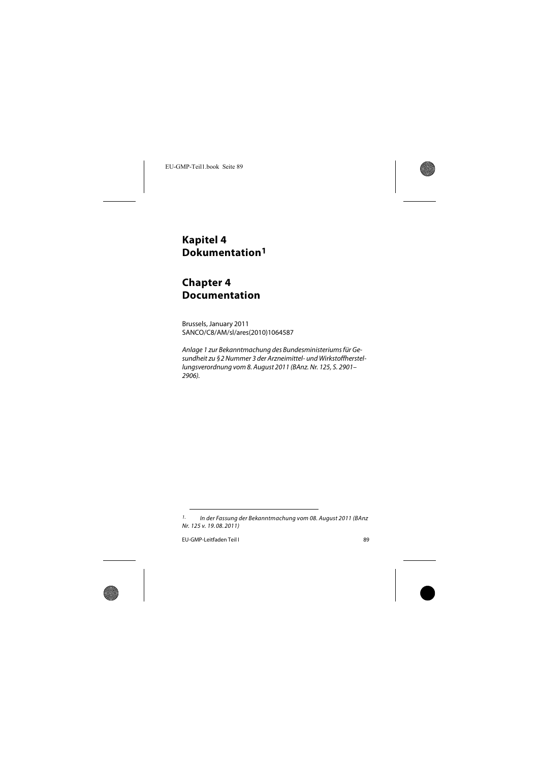# Kapitel 4 Dokumentation[1]

# Chapter 4 Documentation

Brussels, January 2011
SANCO/C8/AM/sl/ares(2010)1064587

*Anlage 1 zur Bekanntmachung des Bundesministeriums für Gesundheit zu § 2 Nummer 3 der Arzneimittel- und Wirkstoffherstellungsverordnung vom 8. August 2011 (BAnz. Nr. 125, S. 2901–2906).*

---

[1] *In der Fassung der Bekanntmachung vom 08. August 2011 (BAnz Nr. 125 v. 19. 08. 2011)*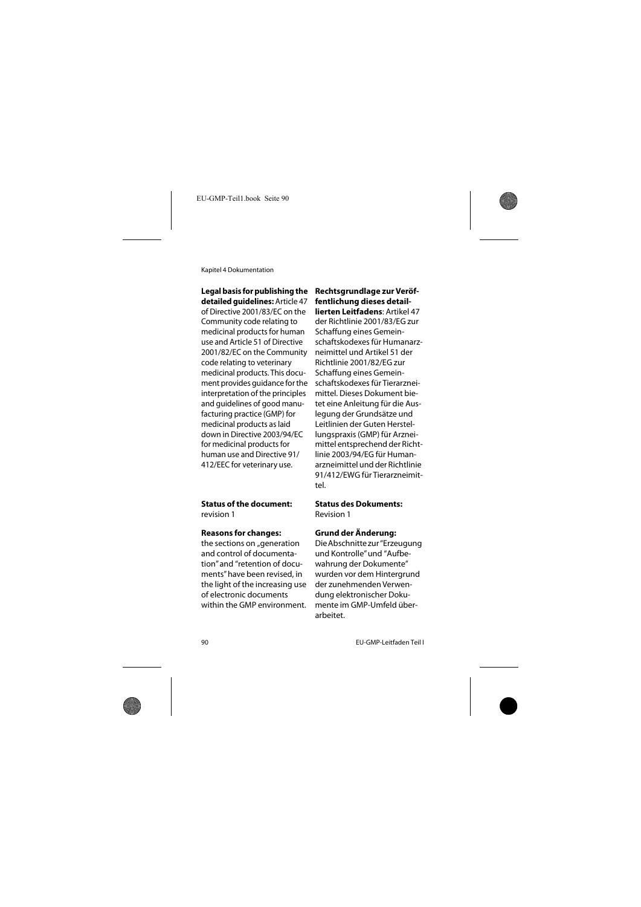**Legal basis for publishing the detailed guidelines:** Article 47 of Directive 2001/83/EC on the Community code relating to medicinal products for human use and Article 51 of Directive 2001/82/EC on the Community code relating to veterinary medicinal products. This document provides guidance for the interpretation of the principles and guidelines of good manufacturing practice (GMP) for medicinal products as laid down in Directive 2003/94/EC for medicinal products for human use and Directive 91/412/EEC for veterinary use.

**Rechtsgrundlage zur Veröffentlichung dieses detaillierten Leitfadens**: Artikel 47 der Richtlinie 2001/83/EG zur Schaffung eines Gemeinschaftskodexes für Humanarzneimittel und Artikel 51 der Richtlinie 2001/82/EG zur Schaffung eines Gemeinschaftskodexes für Tierarzneimittel. Dieses Dokument bietet eine Anleitung für die Auslegung der Grundsätze und Leitlinien der Guten Herstellungspraxis (GMP) für Arzneimittel entsprechend der Richtlinie 2003/94/EG für Humanarzneimittel und der Richtlinie 91/412/EWG für Tierarzneimittel.

**Status of the document:** revision 1

**Status des Dokuments:** Revision 1

**Reasons for changes:** the sections on „generation and control of documentation" and "retention of documents" have been revised, in the light of the increasing use of electronic documents within the GMP environment.

**Grund der Änderung:** Die Abschnitte zur "Erzeugung und Kontrolle" und "Aufbewahrung der Dokumente" wurden vor dem Hintergrund der zunehmenden Verwendung elektronischer Dokumente im GMP-Umfeld überarbeitet.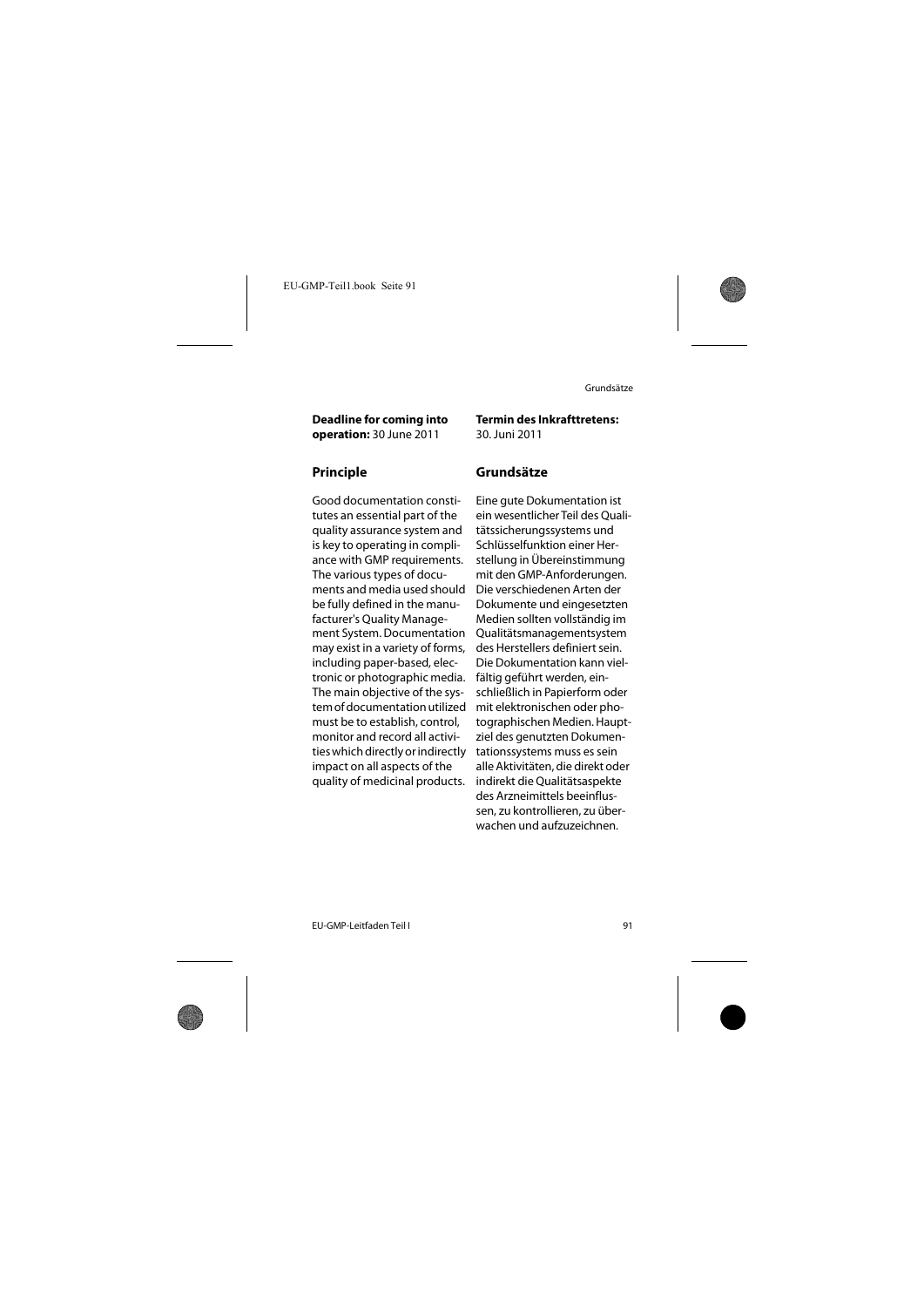**Deadline for coming into operation:** 30 June 2011

**Termin des Inkrafttretens:** 30. Juni 2011

## Principle

Good documentation constitutes an essential part of the quality assurance system and is key to operating in compliance with GMP requirements. The various types of documents and media used should be fully defined in the manufacturer's Quality Management System. Documentation may exist in a variety of forms, including paper-based, electronic or photographic media. The main objective of the system of documentation utilized must be to establish, control, monitor and record all activities which directly or indirectly impact on all aspects of the quality of medicinal products.

## Grundsätze

Eine gute Dokumentation ist ein wesentlicher Teil des Qualitätssicherungssystems und Schlüsselfunktion einer Herstellung in Übereinstimmung mit den GMP-Anforderungen. Die verschiedenen Arten der Dokumente und eingesetzten Medien sollten vollständig im Qualitätsmanagementsystem des Herstellers definiert sein. Die Dokumentation kann vielfältig geführt werden, einschließlich in Papierform oder mit elektronischen oder photographischen Medien. Hauptziel des genutzten Dokumentationssystems muss es sein alle Aktivitäten, die direkt oder indirekt die Qualitätsaspekte des Arzneimittels beeinflussen, zu kontrollieren, zu überwachen und aufzuzeichnen.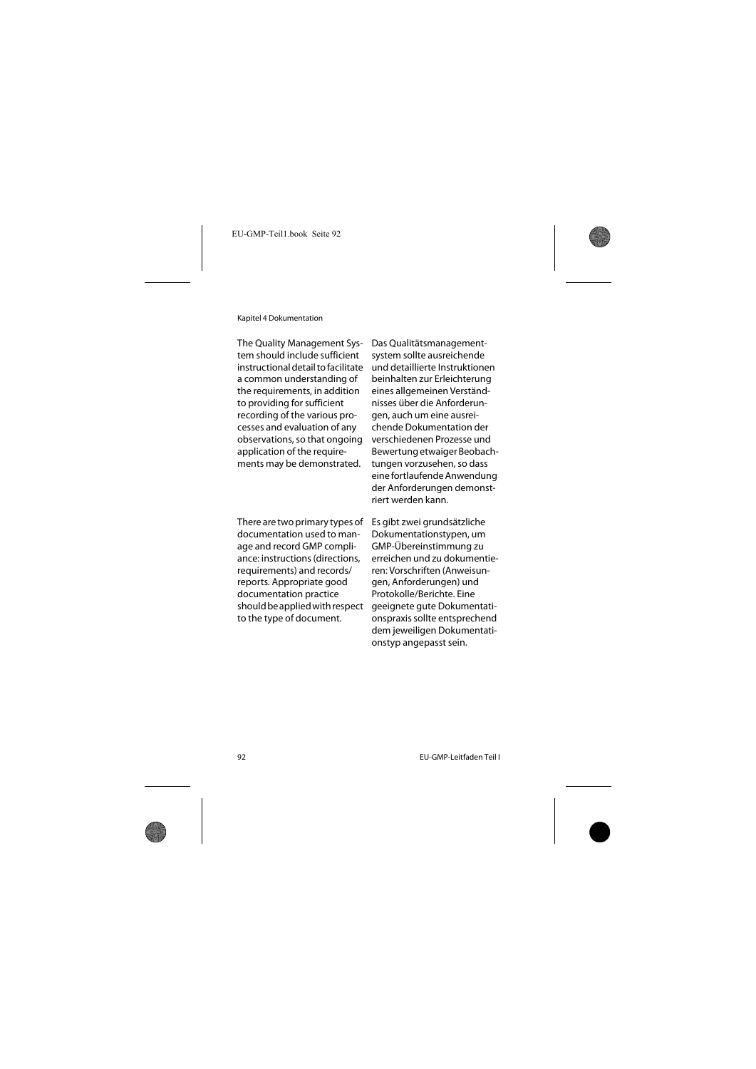The Quality Management System should include sufficient instructional detail to facilitate a common understanding of the requirements, in addition to providing for sufficient recording of the various processes and evaluation of any observations, so that ongoing application of the requirements may be demonstrated.

Das Qualitätsmanagementsystem sollte ausreichende und detaillierte Instruktionen beinhalten zur Erleichterung eines allgemeinen Verständnisses über die Anforderungen, auch um eine ausreichende Dokumentation der verschiedenen Prozesse und Bewertung etwaiger Beobachtungen vorzusehen, so dass eine fortlaufende Anwendung der Anforderungen demonstriert werden kann.

There are two primary types of documentation used to manage and record GMP compliance: instructions (directions, requirements) and records/reports. Appropriate good documentation practice should be applied with respect to the type of document.

Es gibt zwei grundsätzliche Dokumentationstypen, um GMP-Übereinstimmung zu erreichen und zu dokumentieren: Vorschriften (Anweisungen, Anforderungen) und Protokolle/Berichte. Eine geeignete gute Dokumentationspraxis sollte entsprechend dem jeweiligen Dokumentationstyp angepasst sein.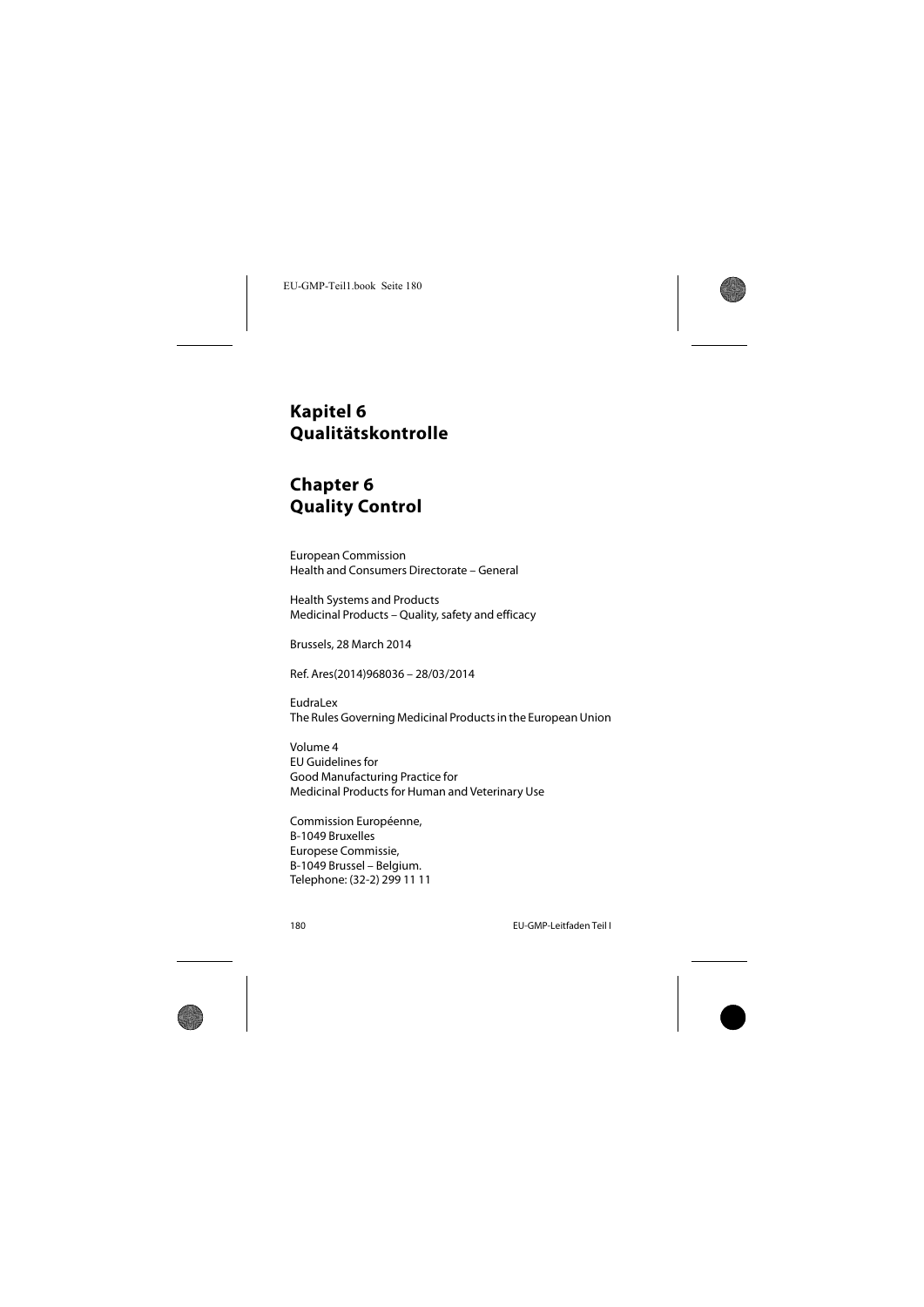# Kapitel 6
# Qualitätskontrolle

# Chapter 6
# Quality Control

European Commission
Health and Consumers Directorate – General

Health Systems and Products
Medicinal Products – Quality, safety and efficacy

Brussels, 28 March 2014

Ref. Ares(2014)968036 – 28/03/2014

EudraLex
The Rules Governing Medicinal Products in the European Union

Volume 4
EU Guidelines for
Good Manufacturing Practice for
Medicinal Products for Human and Veterinary Use

Commission Européenne,
B-1049 Bruxelles
Europese Commissie,
B-1049 Brussel – Belgium.
Telephone: (32-2) 299 11 11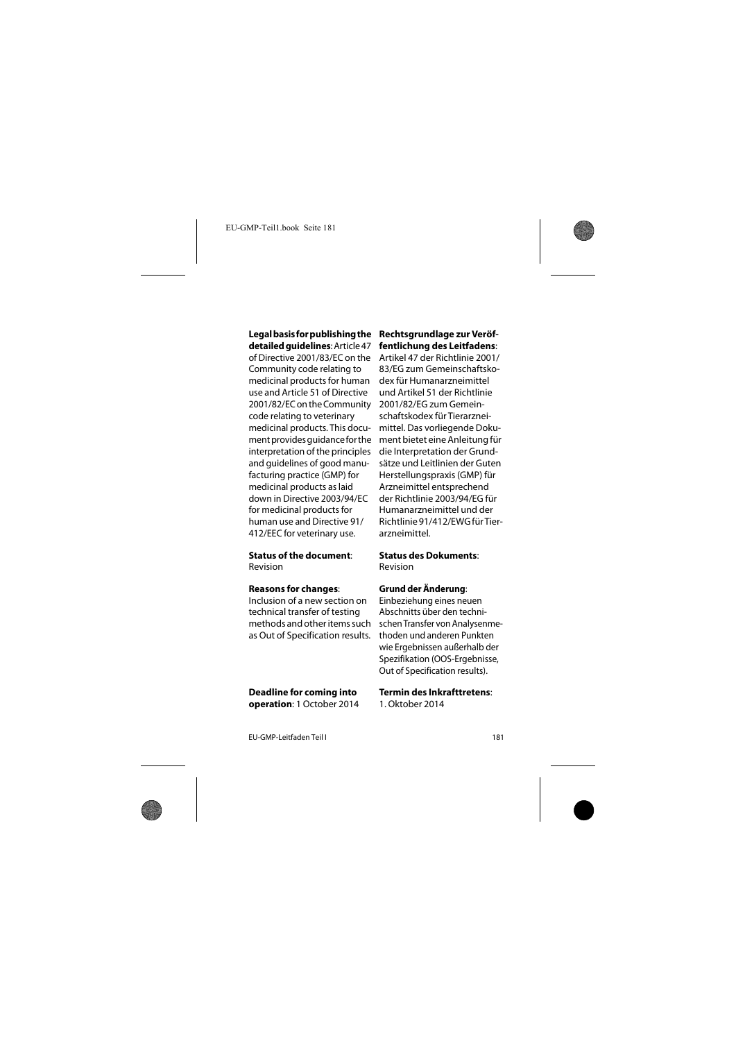**Legal basis for publishing the detailed guidelines**: Article 47 of Directive 2001/83/EC on the Community code relating to medicinal products for human use and Article 51 of Directive 2001/82/EC on the Community code relating to veterinary medicinal products. This document provides guidance for the interpretation of the principles and guidelines of good manufacturing practice (GMP) for medicinal products as laid down in Directive 2003/94/EC for medicinal products for human use and Directive 91/412/EEC for veterinary use.

**Status of the document**: Revision

**Reasons for changes**: Inclusion of a new section on technical transfer of testing methods and other items such as Out of Specification results.

**Deadline for coming into operation**: 1 October 2014

**Rechtsgrundlage zur Veröffentlichung des Leitfadens**: Artikel 47 der Richtlinie 2001/83/EG zum Gemeinschaftskodex für Humanarzneimittel und Artikel 51 der Richtlinie 2001/82/EG zum Gemeinschaftskodex für Tierarzneimittel. Das vorliegende Dokument bietet eine Anleitung für die Interpretation der Grundsätze und Leitlinien der Guten Herstellungspraxis (GMP) für Arzneimittel entsprechend der Richtlinie 2003/94/EG für Humanarzneimittel und der Richtlinie 91/412/EWG für Tierarzneimittel.

**Status des Dokuments**: Revision

**Grund der Änderung**: Einbeziehung eines neuen Abschnitts über den technischen Transfer von Analysenmethoden und anderen Punkten wie Ergebnissen außerhalb der Spezifikation (OOS-Ergebnisse, Out of Specification results).

**Termin des Inkrafttretens**: 1. Oktober 2014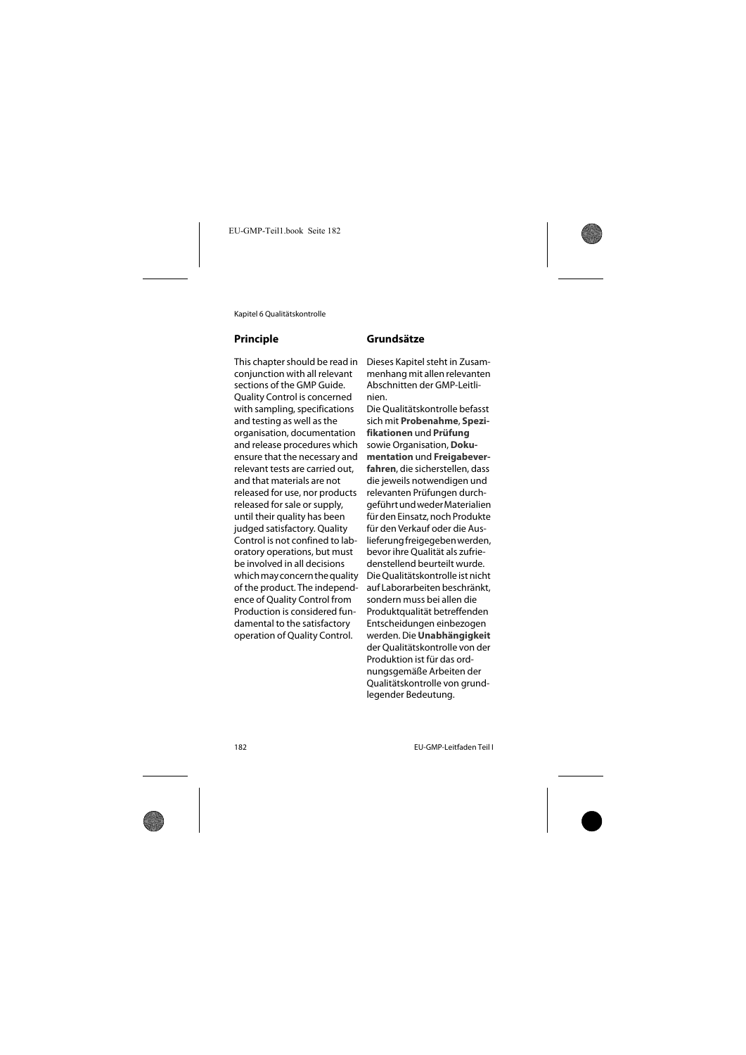## Principle

This chapter should be read in conjunction with all relevant sections of the GMP Guide. Quality Control is concerned with sampling, specifications and testing as well as the organisation, documentation and release procedures which ensure that the necessary and relevant tests are carried out, and that materials are not released for use, nor products released for sale or supply, until their quality has been judged satisfactory. Quality Control is not confined to laboratory operations, but must be involved in all decisions which may concern the quality of the product. The independence of Quality Control from Production is considered fundamental to the satisfactory operation of Quality Control.

## Grundsätze

Dieses Kapitel steht in Zusammenhang mit allen relevanten Abschnitten der GMP-Leitlinien.
Die Qualitätskontrolle befasst sich mit **Probenahme**, **Spezifikationen** und **Prüfung** sowie Organisation, **Dokumentation** und **Freigabeverfahren**, die sicherstellen, dass die jeweils notwendigen und relevanten Prüfungen durchgeführt und weder Materialien für den Einsatz, noch Produkte für den Verkauf oder die Auslieferung freigegeben werden, bevor ihre Qualität als zufriedenstellend beurteilt wurde. Die Qualitätskontrolle ist nicht auf Laborarbeiten beschränkt, sondern muss bei allen die Produktqualität betreffenden Entscheidungen einbezogen werden. Die **Unabhängigkeit** der Qualitätskontrolle von der Produktion ist für das ordnungsgemäße Arbeiten der Qualitätskontrolle von grundlegender Bedeutung.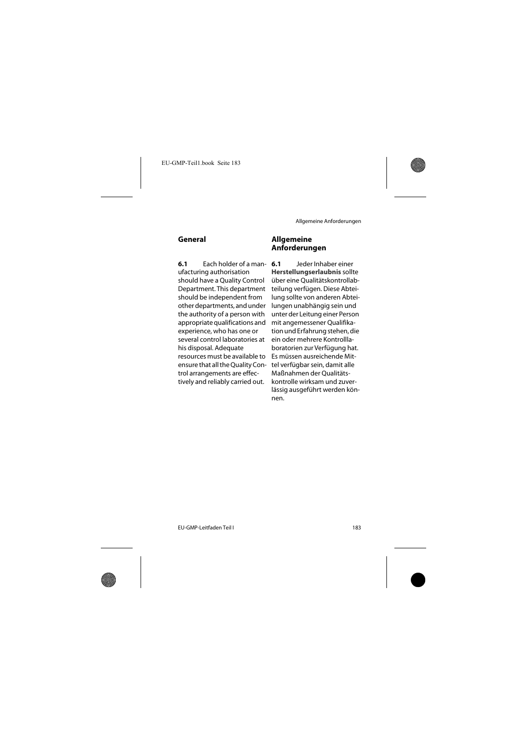## General

**6.1** Each holder of a manufacturing authorisation should have a Quality Control Department. This department should be independent from other departments, and under the authority of a person with appropriate qualifications and experience, who has one or several control laboratories at his disposal. Adequate resources must be available to ensure that all the Quality Control arrangements are effectively and reliably carried out.

## Allgemeine Anforderungen

**6.1** Jeder Inhaber einer **Herstellungserlaubnis** sollte über eine Qualitätskontrollabteilung verfügen. Diese Abteilung sollte von anderen Abteilungen unabhängig sein und unter der Leitung einer Person mit angemessener Qualifikation und Erfahrung stehen, die ein oder mehrere Kontrolllaboratorien zur Verfügung hat. Es müssen ausreichende Mittel verfügbar sein, damit alle Maßnahmen der Qualitätskontrolle wirksam und zuverlässig ausgeführt werden können.